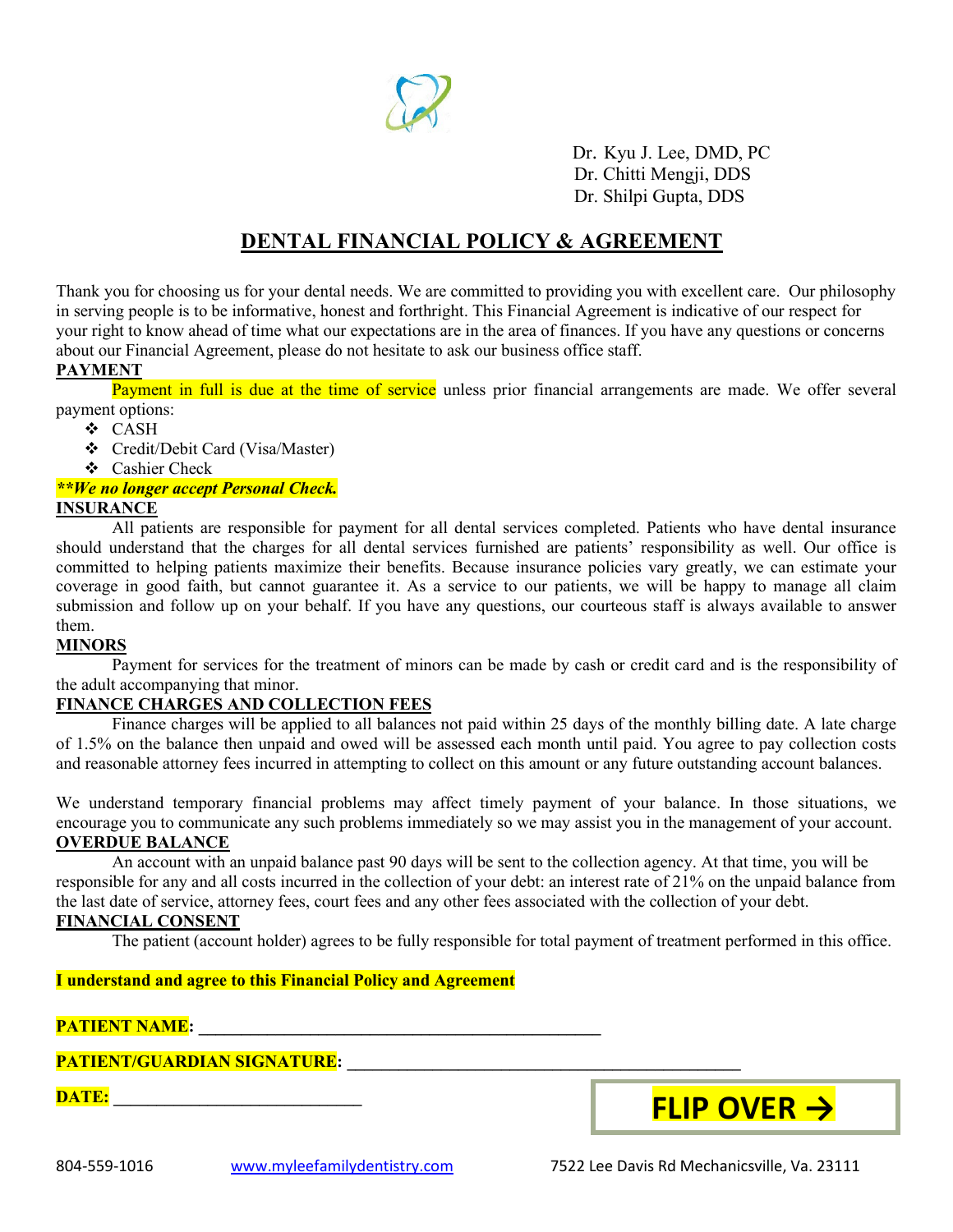Dr. Kyu J. Lee, DMD, PC
Dr. Chitti Mengji, DDS
Dr. Shilpi Gupta, DDS

# DENTAL FINANCIAL POLICY & AGREEMENT

Thank you for choosing us for your dental needs. We are committed to providing you with excellent care. Our philosophy in serving people is to be informative, honest and forthright. This Financial Agreement is indicative of our respect for your right to know ahead of time what our expectations are in the area of finances. If you have any questions or concerns about our Financial Agreement, please do not hesitate to ask our business office staff.

## PAYMENT

Payment in full is due at the time of service unless prior financial arrangements are made. We offer several payment options:

- CASH
- Credit/Debit Card (Visa/Master)
- Cashier Check

***\*\*We no longer accept Personal Check.***

## INSURANCE

All patients are responsible for payment for all dental services completed. Patients who have dental insurance should understand that the charges for all dental services furnished are patients' responsibility as well. Our office is committed to helping patients maximize their benefits. Because insurance policies vary greatly, we can estimate your coverage in good faith, but cannot guarantee it. As a service to our patients, we will be happy to manage all claim submission and follow up on your behalf. If you have any questions, our courteous staff is always available to answer them.

## MINORS

Payment for services for the treatment of minors can be made by cash or credit card and is the responsibility of the adult accompanying that minor.

## FINANCE CHARGES AND COLLECTION FEES

Finance charges will be applied to all balances not paid within 25 days of the monthly billing date. A late charge of 1.5% on the balance then unpaid and owed will be assessed each month until paid. You agree to pay collection costs and reasonable attorney fees incurred in attempting to collect on this amount or any future outstanding account balances.

We understand temporary financial problems may affect timely payment of your balance. In those situations, we encourage you to communicate any such problems immediately so we may assist you in the management of your account.

## OVERDUE BALANCE

An account with an unpaid balance past 90 days will be sent to the collection agency. At that time, you will be responsible for any and all costs incurred in the collection of your debt: an interest rate of 21% on the unpaid balance from the last date of service, attorney fees, court fees and any other fees associated with the collection of your debt.

## FINANCIAL CONSENT

The patient (account holder) agrees to be fully responsible for total payment of treatment performed in this office.

**I understand and agree to this Financial Policy and Agreement**

**PATIENT NAME:** ____________________________________________

**PATIENT/GUARDIAN SIGNATURE:** ________________________________________

**DATE:** ___________________________

**FLIP OVER →**

804-559-1016 www.myleefamilydentistry.com 7522 Lee Davis Rd Mechanicsville, Va. 23111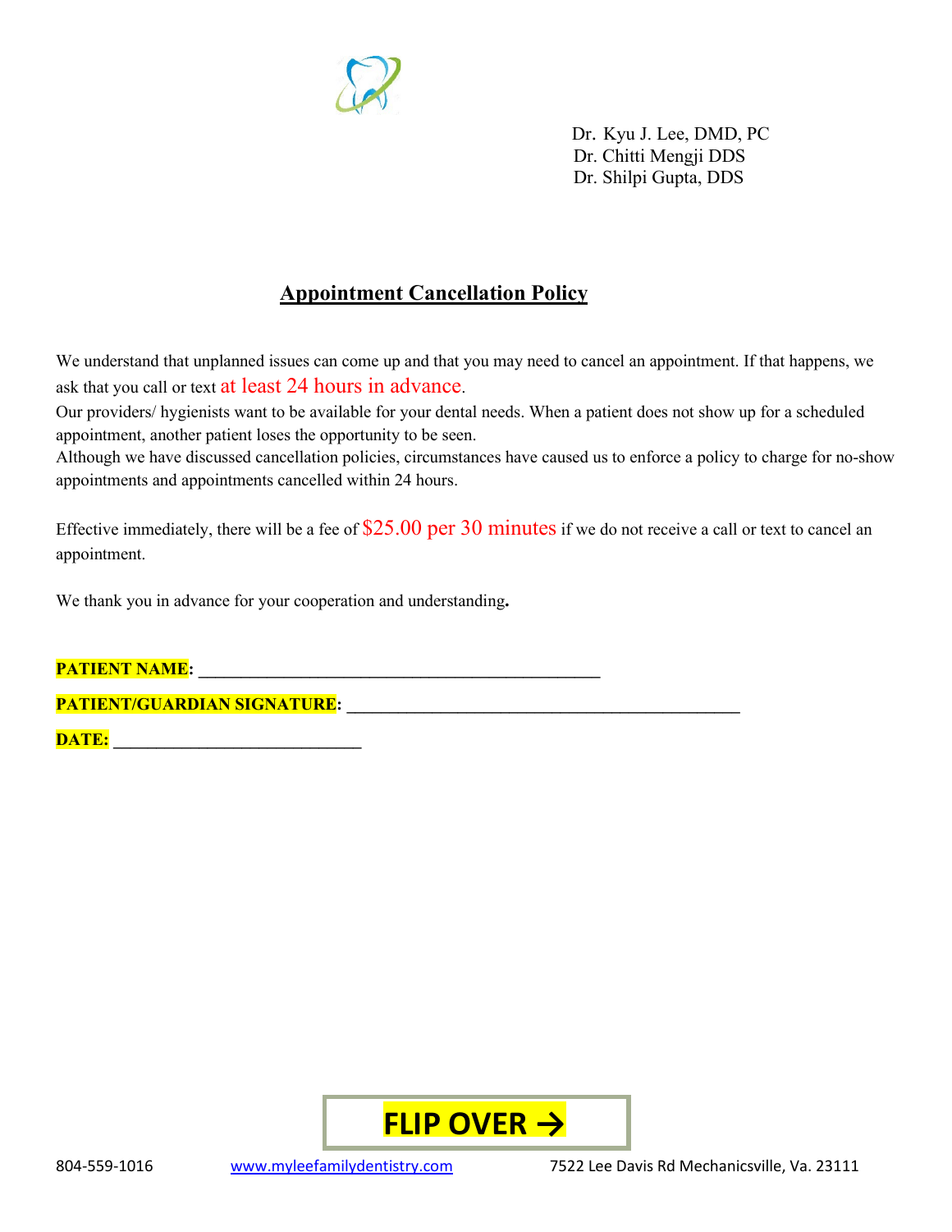Dr. Kyu J. Lee, DMD, PC
Dr. Chitti Mengji DDS
Dr. Shilpi Gupta, DDS

## Appointment Cancellation Policy

We understand that unplanned issues can come up and that you may need to cancel an appointment. If that happens, we ask that you call or text at least 24 hours in advance.
Our providers/ hygienists want to be available for your dental needs. When a patient does not show up for a scheduled appointment, another patient loses the opportunity to be seen.
Although we have discussed cancellation policies, circumstances have caused us to enforce a policy to charge for no-show appointments and appointments cancelled within 24 hours.

Effective immediately, there will be a fee of $25.00 per 30 minutes if we do not receive a call or text to cancel an appointment.

We thank you in advance for your cooperation and understanding**.**

**PATIENT NAME:** ______________________________________________

**PATIENT/GUARDIAN SIGNATURE:** ____________________________________________

**DATE:** ____________________________

**FLIP OVER →**

804-559-1016 www.myleefamilydentistry.com 7522 Lee Davis Rd Mechanicsville, Va. 23111